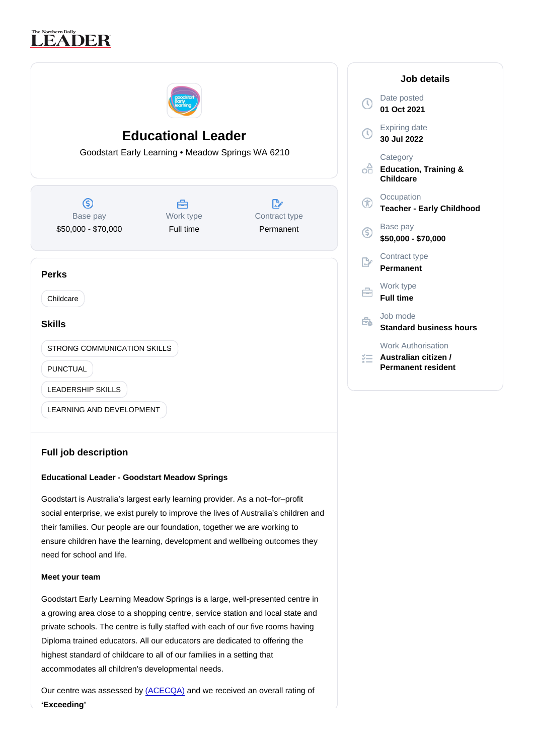# Educational Leader

Goodstart Early Learning • Meadow Springs WA 6210

| Base pay | Work type | Contract type |
| --- | --- | --- |
| $50,000 - $70,000 | Full time | Permanent |

## Perks

Childcare

## Skills

STRONG COMMUNICATION SKILLS

PUNCTUAL

LEADERSHIP SKILLS

LEARNING AND DEVELOPMENT

## Job details

Date posted
**01 Oct 2021**

Expiring date
**30 Jul 2022**

Category
**Education, Training & Childcare**

Occupation
**Teacher - Early Childhood**

Base pay
**$50,000 - $70,000**

Contract type
**Permanent**

Work type
**Full time**

Job mode
**Standard business hours**

Work Authorisation
**Australian citizen / Permanent resident**

## Full job description

**Educational Leader - Goodstart Meadow Springs**

Goodstart is Australia's largest early learning provider. As a not–for–profit social enterprise, we exist purely to improve the lives of Australia's children and their families. Our people are our foundation, together we are working to ensure children have the learning, development and wellbeing outcomes they need for school and life.

**Meet your team**

Goodstart Early Learning Meadow Springs is a large, well-presented centre in a growing area close to a shopping centre, service station and local state and private schools. The centre is fully staffed with each of our five rooms having Diploma trained educators. All our educators are dedicated to offering the highest standard of childcare to all of our families in a setting that accommodates all children's developmental needs.

Our centre was assessed by (ACECQA) and we received an overall rating of **'Exceeding'**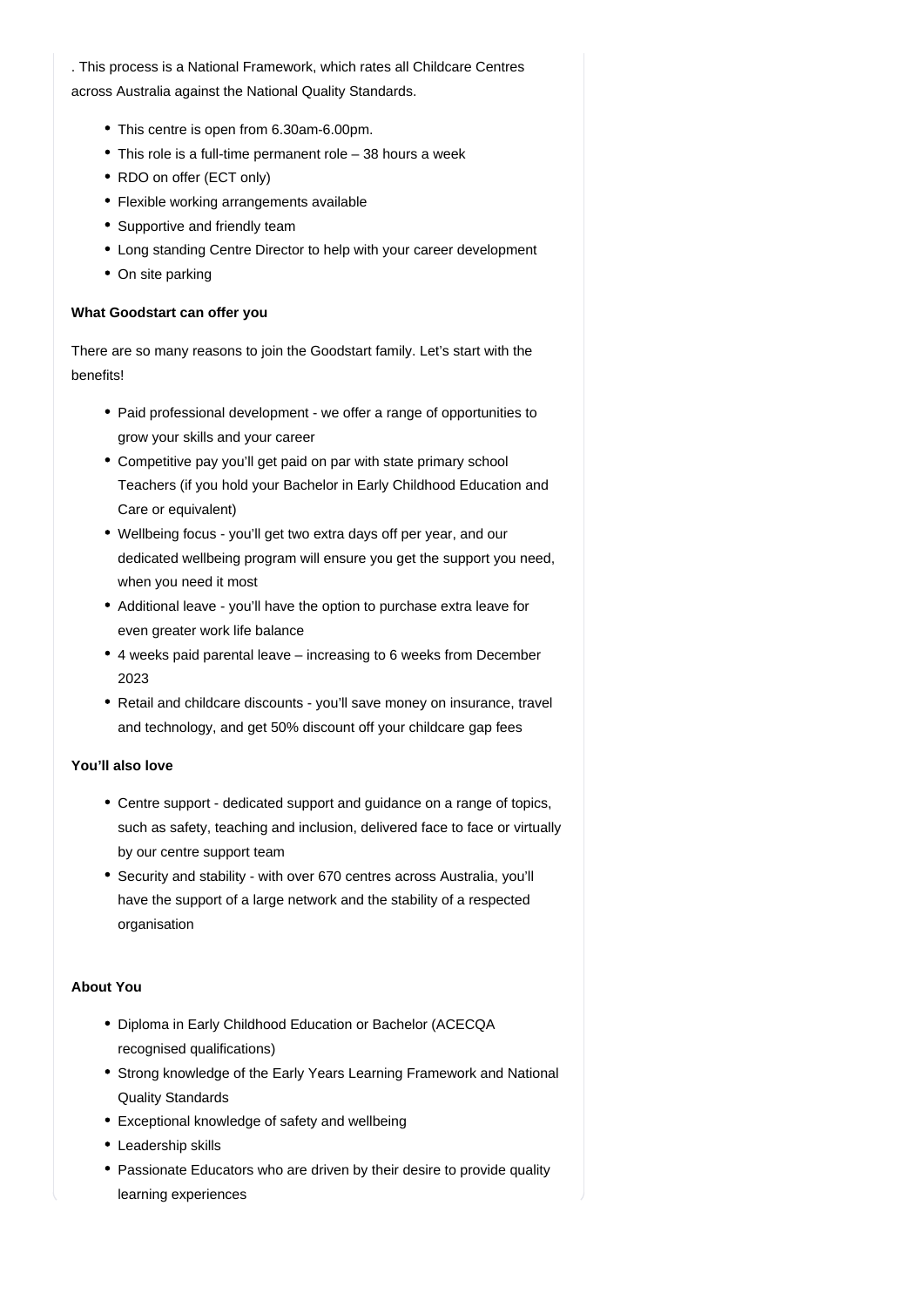. This process is a National Framework, which rates all Childcare Centres across Australia against the National Quality Standards.

- This centre is open from 6.30am-6.00pm.
- This role is a full-time permanent role – 38 hours a week
- RDO on offer (ECT only)
- Flexible working arrangements available
- Supportive and friendly team
- Long standing Centre Director to help with your career development
- On site parking

**What Goodstart can offer you**

There are so many reasons to join the Goodstart family. Let's start with the benefits!

- Paid professional development - we offer a range of opportunities to grow your skills and your career
- Competitive pay you'll get paid on par with state primary school Teachers (if you hold your Bachelor in Early Childhood Education and Care or equivalent)
- Wellbeing focus - you'll get two extra days off per year, and our dedicated wellbeing program will ensure you get the support you need, when you need it most
- Additional leave - you'll have the option to purchase extra leave for even greater work life balance
- 4 weeks paid parental leave – increasing to 6 weeks from December 2023
- Retail and childcare discounts - you'll save money on insurance, travel and technology, and get 50% discount off your childcare gap fees

**You'll also love**

- Centre support - dedicated support and guidance on a range of topics, such as safety, teaching and inclusion, delivered face to face or virtually by our centre support team
- Security and stability - with over 670 centres across Australia, you'll have the support of a large network and the stability of a respected organisation

**About You**

- Diploma in Early Childhood Education or Bachelor (ACECQA recognised qualifications)
- Strong knowledge of the Early Years Learning Framework and National Quality Standards
- Exceptional knowledge of safety and wellbeing
- Leadership skills
- Passionate Educators who are driven by their desire to provide quality learning experiences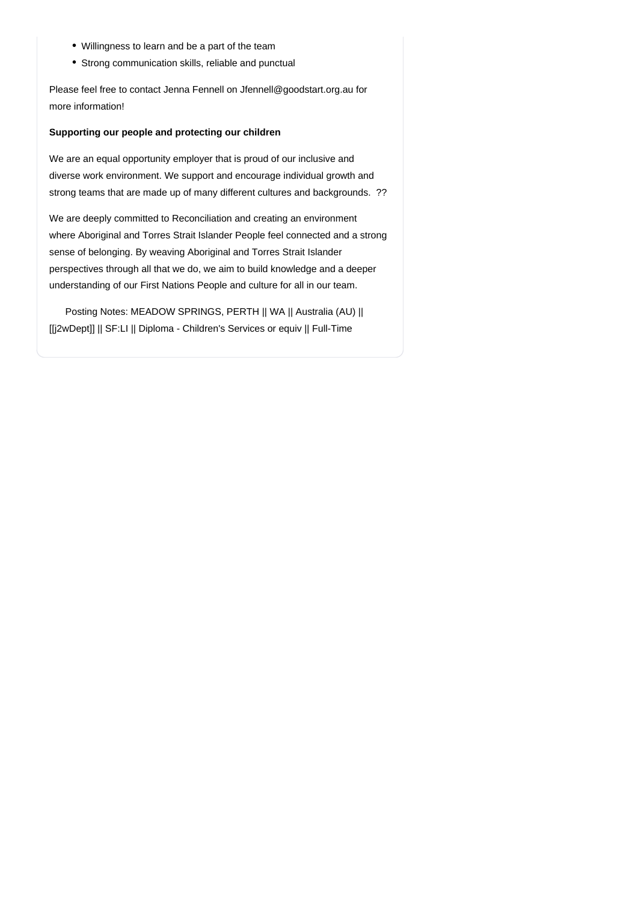- Willingness to learn and be a part of the team
- Strong communication skills, reliable and punctual

Please feel free to contact Jenna Fennell on Jfennell@goodstart.org.au for more information!

**Supporting our people and protecting our children**

We are an equal opportunity employer that is proud of our inclusive and diverse work environment. We support and encourage individual growth and strong teams that are made up of many different cultures and backgrounds.  ??

We are deeply committed to Reconciliation and creating an environment where Aboriginal and Torres Strait Islander People feel connected and a strong sense of belonging. By weaving Aboriginal and Torres Strait Islander perspectives through all that we do, we aim to build knowledge and a deeper understanding of our First Nations People and culture for all in our team.

Posting Notes: MEADOW SPRINGS, PERTH || WA || Australia (AU) || [[j2wDept]] || SF:LI || Diploma - Children's Services or equiv || Full-Time